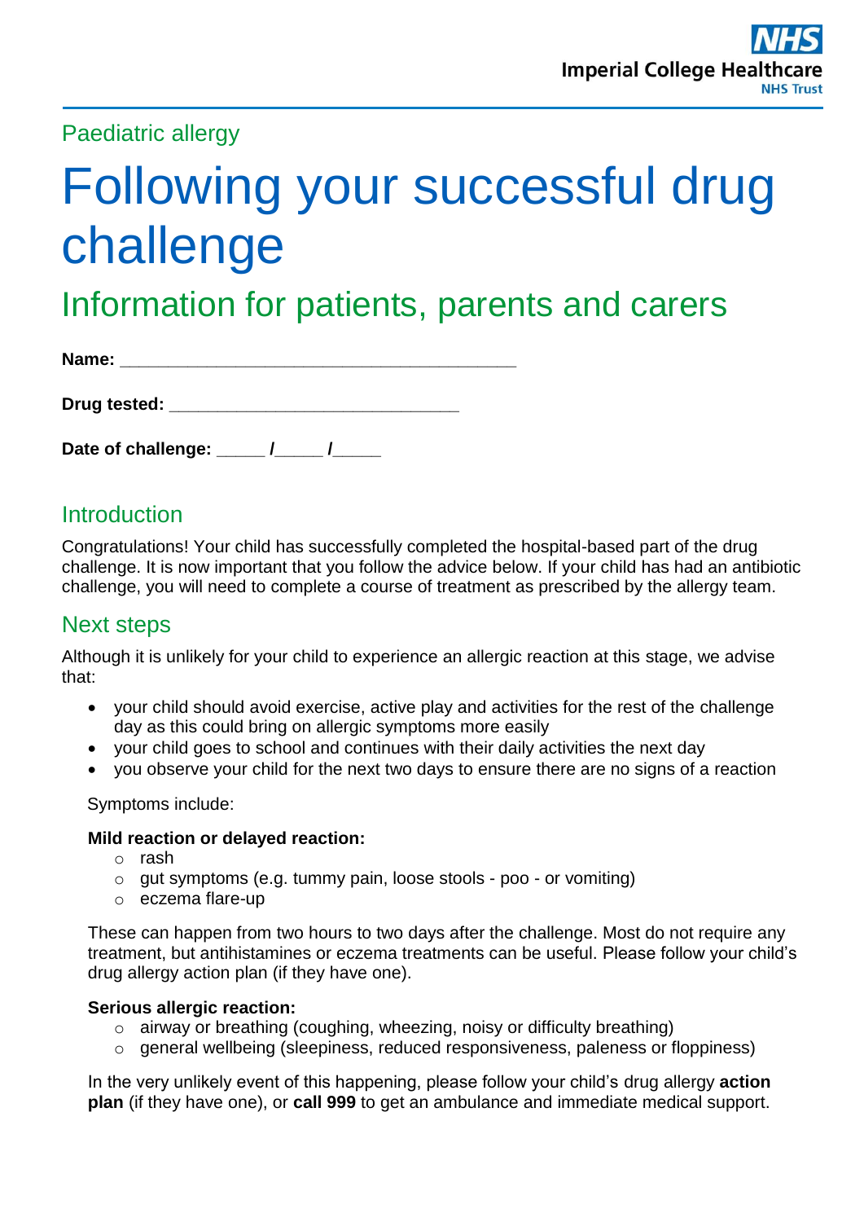Paediatric allergy

# Following your successful drug challenge

## Information for patients, parents and carers

**Name:** ________________________________________

**Drug tested:** ______________________________

**Date of challenge:** _____ /_____ /_____

## Introduction

Congratulations! Your child has successfully completed the hospital-based part of the drug challenge. It is now important that you follow the advice below. If your child has had an antibiotic challenge, you will need to complete a course of treatment as prescribed by the allergy team.

## Next steps

Although it is unlikely for your child to experience an allergic reaction at this stage, we advise that:

- your child should avoid exercise, active play and activities for the rest of the challenge day as this could bring on allergic symptoms more easily
- your child goes to school and continues with their daily activities the next day
- you observe your child for the next two days to ensure there are no signs of a reaction

Symptoms include:

**Mild reaction or delayed reaction:**

- rash
- gut symptoms (e.g. tummy pain, loose stools - poo - or vomiting)
- eczema flare-up

These can happen from two hours to two days after the challenge. Most do not require any treatment, but antihistamines or eczema treatments can be useful. Please follow your child's drug allergy action plan (if they have one).

**Serious allergic reaction:**

- airway or breathing (coughing, wheezing, noisy or difficulty breathing)
- general wellbeing (sleepiness, reduced responsiveness, paleness or floppiness)

In the very unlikely event of this happening, please follow your child's drug allergy **action plan** (if they have one), or **call 999** to get an ambulance and immediate medical support.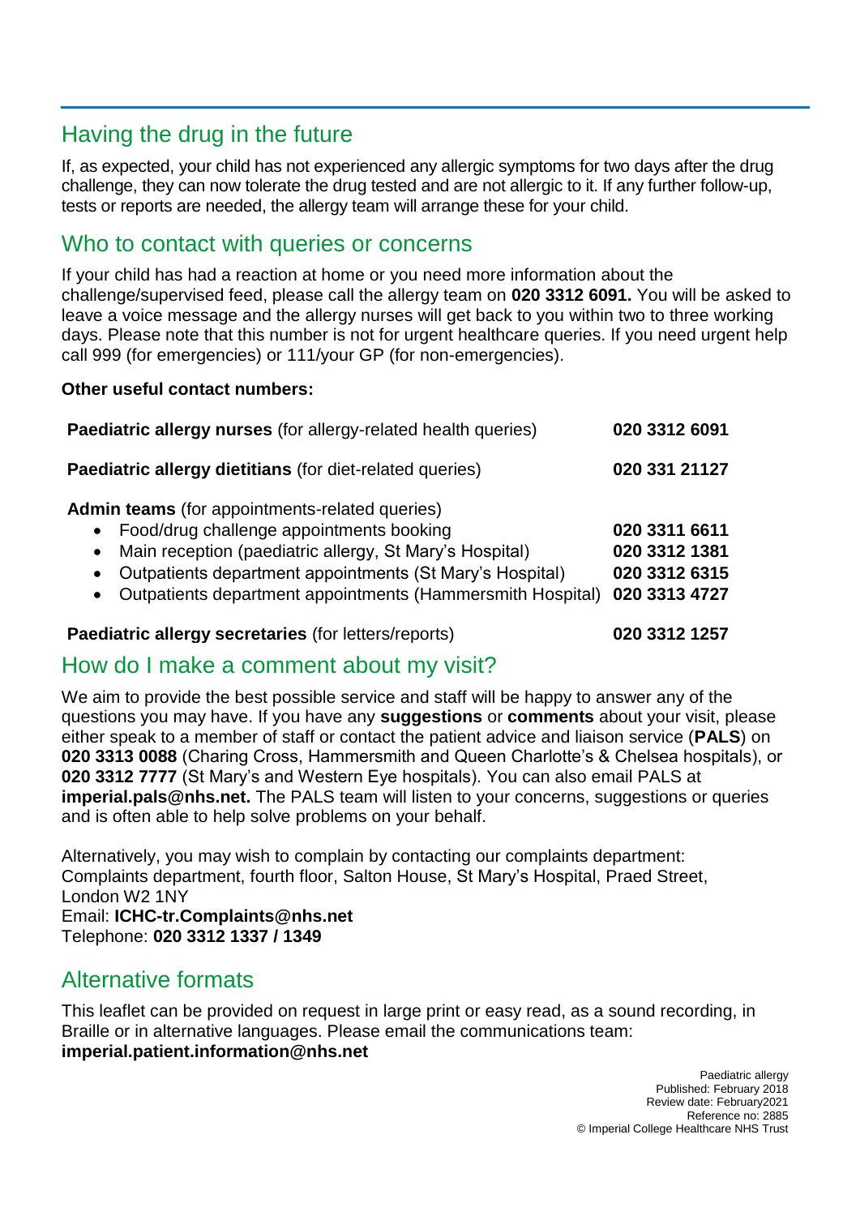## Having the drug in the future

If, as expected, your child has not experienced any allergic symptoms for two days after the drug challenge, they can now tolerate the drug tested and are not allergic to it. If any further follow-up, tests or reports are needed, the allergy team will arrange these for your child.

## Who to contact with queries or concerns

If your child has had a reaction at home or you need more information about the challenge/supervised feed, please call the allergy team on **020 3312 6091.** You will be asked to leave a voice message and the allergy nurses will get back to you within two to three working days. Please note that this number is not for urgent healthcare queries. If you need urgent help call 999 (for emergencies) or 111/your GP (for non-emergencies).

**Other useful contact numbers:**

| | |
|---|---|
| **Paediatric allergy nurses** (for allergy-related health queries) | **020 3312 6091** |
| **Paediatric allergy dietitians** (for diet-related queries) | **020 331 21127** |
| **Admin teams** (for appointments-related queries) | |
| • Food/drug challenge appointments booking | **020 3311 6611** |
| • Main reception (paediatric allergy, St Mary's Hospital) | **020 3312 1381** |
| • Outpatients department appointments (St Mary's Hospital) | **020 3312 6315** |
| • Outpatients department appointments (Hammersmith Hospital) | **020 3313 4727** |
| **Paediatric allergy secretaries** (for letters/reports) | **020 3312 1257** |

## How do I make a comment about my visit?

We aim to provide the best possible service and staff will be happy to answer any of the questions you may have. If you have any **suggestions** or **comments** about your visit, please either speak to a member of staff or contact the patient advice and liaison service (**PALS**) on **020 3313 0088** (Charing Cross, Hammersmith and Queen Charlotte's & Chelsea hospitals), or **020 3312 7777** (St Mary's and Western Eye hospitals). You can also email PALS at **imperial.pals@nhs.net.** The PALS team will listen to your concerns, suggestions or queries and is often able to help solve problems on your behalf.

Alternatively, you may wish to complain by contacting our complaints department:
Complaints department, fourth floor, Salton House, St Mary's Hospital, Praed Street, London W2 1NY
Email: **ICHC-tr.Complaints@nhs.net**
Telephone: **020 3312 1337 / 1349**

## Alternative formats

This leaflet can be provided on request in large print or easy read, as a sound recording, in Braille or in alternative languages. Please email the communications team:
**imperial.patient.information@nhs.net**

Paediatric allergy
Published: February 2018
Review date: February2021
Reference no: 2885
© Imperial College Healthcare NHS Trust